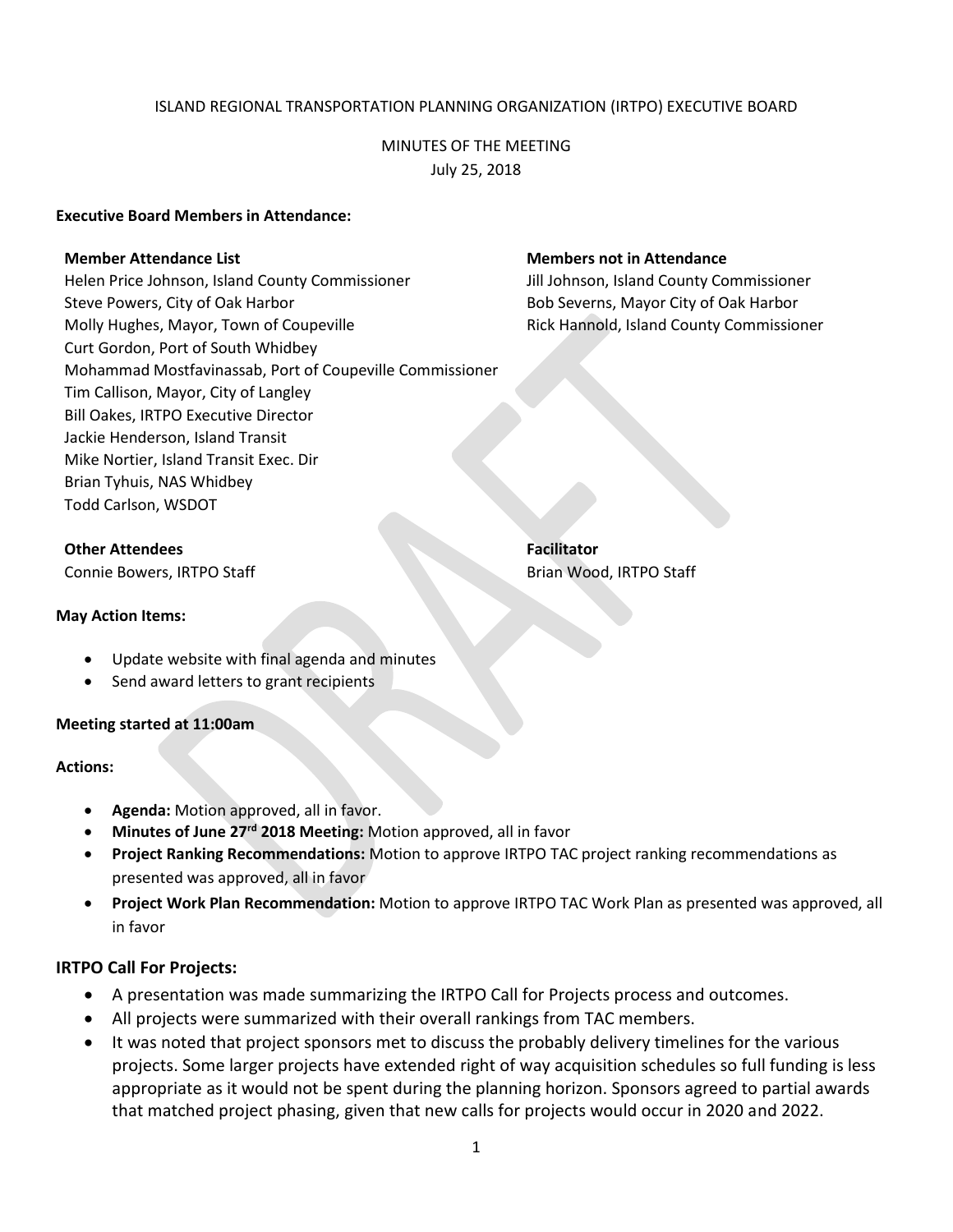ISLAND REGIONAL TRANSPORTATION PLANNING ORGANIZATION (IRTPO) EXECUTIVE BOARD

MINUTES OF THE MEETING
July 25, 2018

**Executive Board Members in Attendance:**

**Member Attendance List**
Helen Price Johnson, Island County Commissioner
Steve Powers, City of Oak Harbor
Molly Hughes, Mayor, Town of Coupeville
Curt Gordon, Port of South Whidbey
Mohammad Mostfavinassab, Port of Coupeville Commissioner
Tim Callison, Mayor, City of Langley
Bill Oakes, IRTPO Executive Director
Jackie Henderson, Island Transit
Mike Nortier, Island Transit Exec. Dir
Brian Tyhuis, NAS Whidbey
Todd Carlson, WSDOT

**Members not in Attendance**
Jill Johnson, Island County Commissioner
Bob Severns, Mayor City of Oak Harbor
Rick Hannold, Island County Commissioner

**Other Attendees**
Connie Bowers, IRTPO Staff

**Facilitator**
Brian Wood, IRTPO Staff

**May Action Items:**

- Update website with final agenda and minutes
- Send award letters to grant recipients

**Meeting started at 11:00am**

**Actions:**

- **Agenda:** Motion approved, all in favor.
- **Minutes of June 27rd 2018 Meeting:** Motion approved, all in favor
- **Project Ranking Recommendations:** Motion to approve IRTPO TAC project ranking recommendations as presented was approved, all in favor
- **Project Work Plan Recommendation:** Motion to approve IRTPO TAC Work Plan as presented was approved, all in favor

## IRTPO Call For Projects:

- A presentation was made summarizing the IRTPO Call for Projects process and outcomes.
- All projects were summarized with their overall rankings from TAC members.
- It was noted that project sponsors met to discuss the probably delivery timelines for the various projects. Some larger projects have extended right of way acquisition schedules so full funding is less appropriate as it would not be spent during the planning horizon. Sponsors agreed to partial awards that matched project phasing, given that new calls for projects would occur in 2020 and 2022.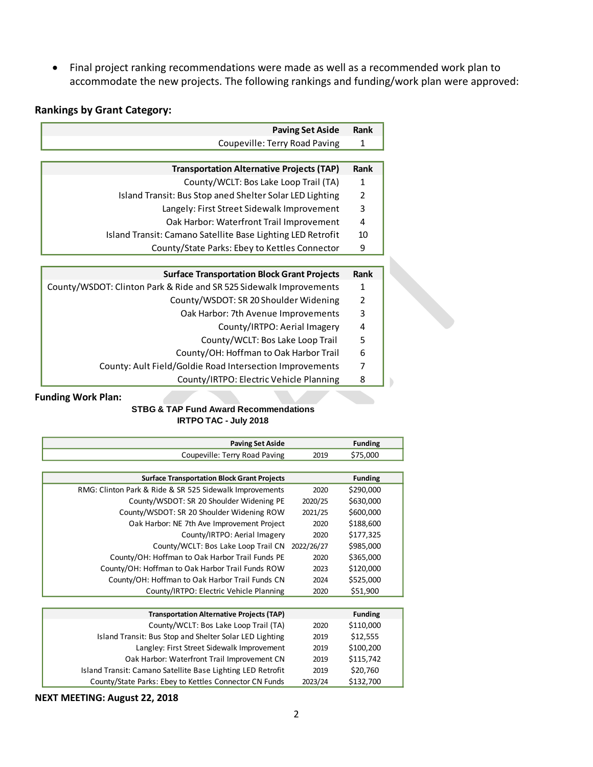- Final project ranking recommendations were made as well as a recommended work plan to accommodate the new projects. The following rankings and funding/work plan were approved:

**Rankings by Grant Category:**

| Paving Set Aside | Rank |
|---:|:---:|
| Coupeville: Terry Road Paving | 1 |

| Transportation Alternative Projects (TAP) | Rank |
|---:|:---:|
| County/WCLT: Bos Lake Loop Trail (TA) | 1 |
| Island Transit: Bus Stop aned Shelter Solar LED Lighting | 2 |
| Langely: First Street Sidewalk Improvement | 3 |
| Oak Harbor: Waterfront Trail Improvement | 4 |
| Island Transit: Camano Satellite Base Lighting LED Retrofit | 10 |
| County/State Parks: Ebey to Kettles Connector | 9 |

| Surface Transportation Block Grant Projects | Rank |
|---:|:---:|
| County/WSDOT: Clinton Park & Ride and SR 525 Sidewalk Improvements | 1 |
| County/WSDOT: SR 20 Shoulder Widening | 2 |
| Oak Harbor: 7th Avenue Improvements | 3 |
| County/IRTPO: Aerial Imagery | 4 |
| County/WCLT: Bos Lake Loop Trail | 5 |
| County/OH: Hoffman to Oak Harbor Trail | 6 |
| County: Ault Field/Goldie Road Intersection Improvements | 7 |
| County/IRTPO: Electric Vehicle Planning | 8 |

**Funding Work Plan:**

**STBG & TAP Fund Award Recommendations**
**IRTPO TAC - July 2018**

| Paving Set Aside | | Funding |
|---:|:---:|:---:|
| Coupeville: Terry Road Paving | 2019 | $75,000 |

| Surface Transportation Block Grant Projects | | Funding |
|---:|:---:|:---:|
| RMG: Clinton Park & Ride & SR 525 Sidewalk Improvements | 2020 | $290,000 |
| County/WSDOT: SR 20 Shoulder Widening PE | 2020/25 | $630,000 |
| County/WSDOT: SR 20 Shoulder Widening ROW | 2021/25 | $600,000 |
| Oak Harbor: NE 7th Ave Improvement Project | 2020 | $188,600 |
| County/IRTPO: Aerial Imagery | 2020 | $177,325 |
| County/WCLT: Bos Lake Loop Trail CN | 2022/26/27 | $985,000 |
| County/OH: Hoffman to Oak Harbor Trail Funds PE | 2020 | $365,000 |
| County/OH: Hoffman to Oak Harbor Trail Funds ROW | 2023 | $120,000 |
| County/OH: Hoffman to Oak Harbor Trail Funds CN | 2024 | $525,000 |
| County/IRTPO: Electric Vehicle Planning | 2020 | $51,900 |

| Transportation Alternative Projects (TAP) | | Funding |
|---:|:---:|:---:|
| County/WCLT: Bos Lake Loop Trail (TA) | 2020 | $110,000 |
| Island Transit: Bus Stop and Shelter Solar LED Lighting | 2019 | $12,555 |
| Langley: First Street Sidewalk Improvement | 2019 | $100,200 |
| Oak Harbor: Waterfront Trail Improvement CN | 2019 | $115,742 |
| Island Transit: Camano Satellite Base Lighting LED Retrofit | 2019 | $20,760 |
| County/State Parks: Ebey to Kettles Connector CN Funds | 2023/24 | $132,700 |

**NEXT MEETING: August 22, 2018**